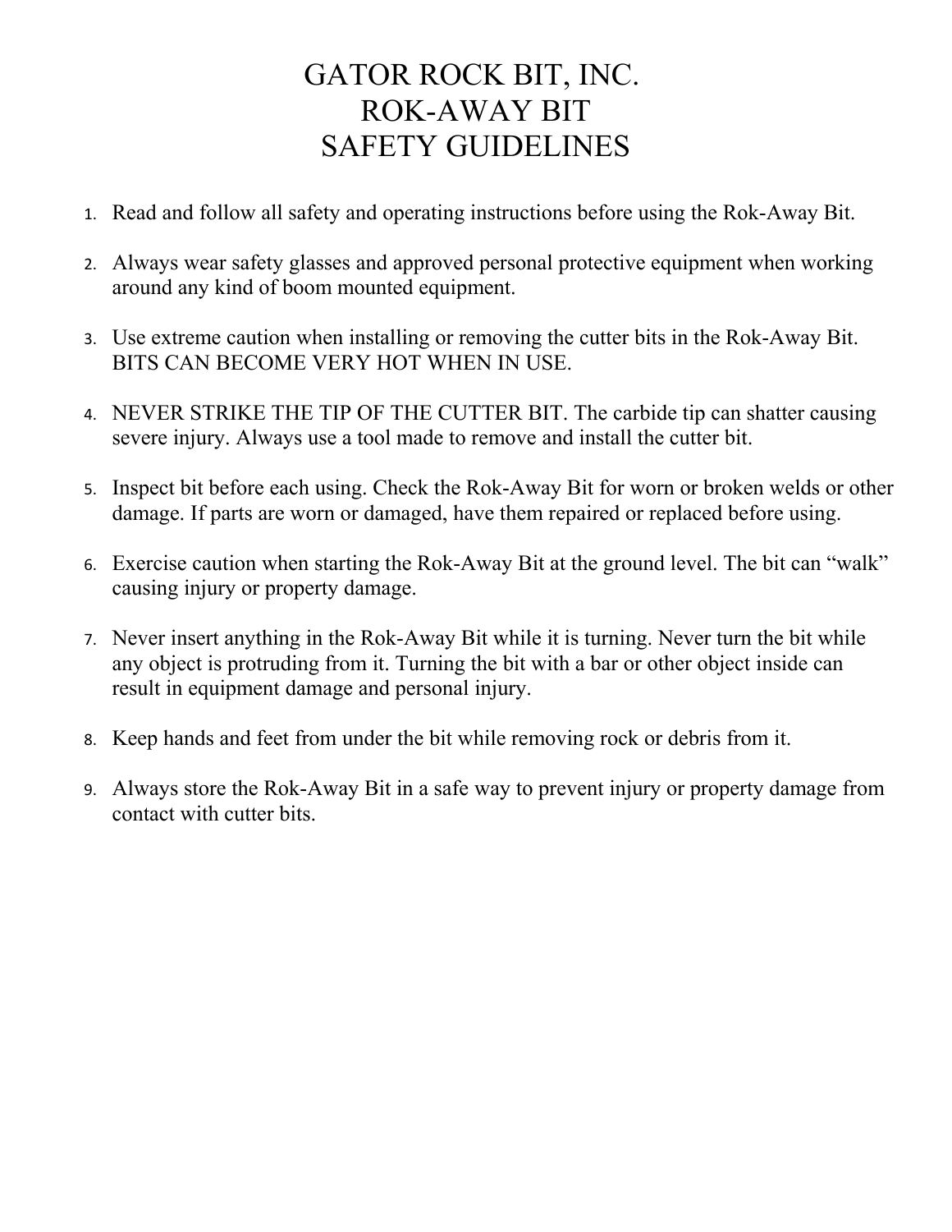# GATOR ROCK BIT, INC.
# ROK-AWAY BIT
# SAFETY GUIDELINES

1. Read and follow all safety and operating instructions before using the Rok-Away Bit.

2. Always wear safety glasses and approved personal protective equipment when working around any kind of boom mounted equipment.

3. Use extreme caution when installing or removing the cutter bits in the Rok-Away Bit. BITS CAN BECOME VERY HOT WHEN IN USE.

4. NEVER STRIKE THE TIP OF THE CUTTER BIT. The carbide tip can shatter causing severe injury. Always use a tool made to remove and install the cutter bit.

5. Inspect bit before each using. Check the Rok-Away Bit for worn or broken welds or other damage. If parts are worn or damaged, have them repaired or replaced before using.

6. Exercise caution when starting the Rok-Away Bit at the ground level. The bit can "walk" causing injury or property damage.

7. Never insert anything in the Rok-Away Bit while it is turning. Never turn the bit while any object is protruding from it. Turning the bit with a bar or other object inside can result in equipment damage and personal injury.

8. Keep hands and feet from under the bit while removing rock or debris from it.

9. Always store the Rok-Away Bit in a safe way to prevent injury or property damage from contact with cutter bits.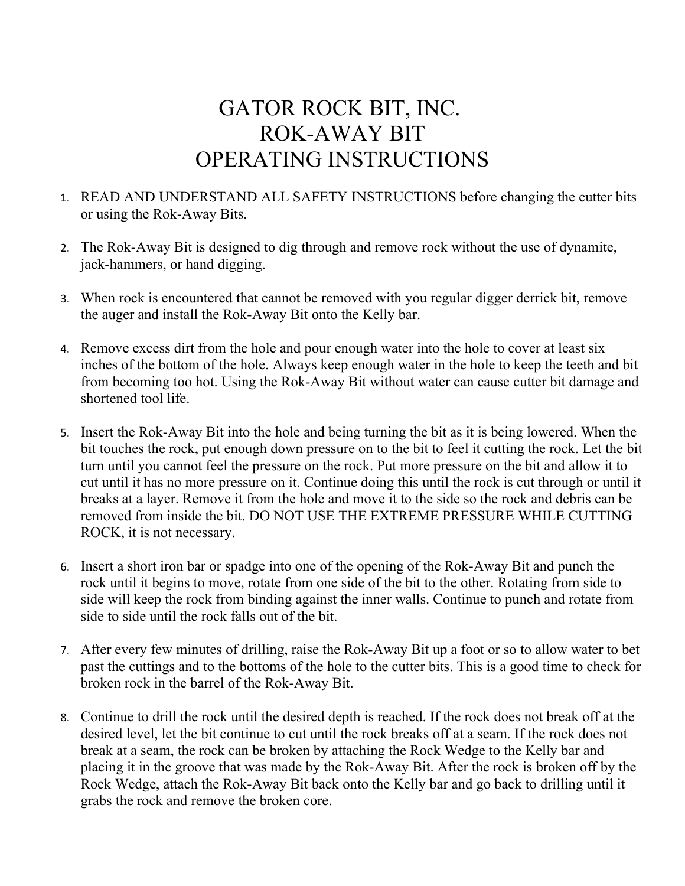# GATOR ROCK BIT, INC.
# ROK-AWAY BIT
# OPERATING INSTRUCTIONS

1. READ AND UNDERSTAND ALL SAFETY INSTRUCTIONS before changing the cutter bits or using the Rok-Away Bits.

2. The Rok-Away Bit is designed to dig through and remove rock without the use of dynamite, jack-hammers, or hand digging.

3. When rock is encountered that cannot be removed with you regular digger derrick bit, remove the auger and install the Rok-Away Bit onto the Kelly bar.

4. Remove excess dirt from the hole and pour enough water into the hole to cover at least six inches of the bottom of the hole. Always keep enough water in the hole to keep the teeth and bit from becoming too hot. Using the Rok-Away Bit without water can cause cutter bit damage and shortened tool life.

5. Insert the Rok-Away Bit into the hole and being turning the bit as it is being lowered. When the bit touches the rock, put enough down pressure on to the bit to feel it cutting the rock. Let the bit turn until you cannot feel the pressure on the rock. Put more pressure on the bit and allow it to cut until it has no more pressure on it. Continue doing this until the rock is cut through or until it breaks at a layer. Remove it from the hole and move it to the side so the rock and debris can be removed from inside the bit. DO NOT USE THE EXTREME PRESSURE WHILE CUTTING ROCK, it is not necessary.

6. Insert a short iron bar or spadge into one of the opening of the Rok-Away Bit and punch the rock until it begins to move, rotate from one side of the bit to the other. Rotating from side to side will keep the rock from binding against the inner walls. Continue to punch and rotate from side to side until the rock falls out of the bit.

7. After every few minutes of drilling, raise the Rok-Away Bit up a foot or so to allow water to bet past the cuttings and to the bottoms of the hole to the cutter bits. This is a good time to check for broken rock in the barrel of the Rok-Away Bit.

8. Continue to drill the rock until the desired depth is reached. If the rock does not break off at the desired level, let the bit continue to cut until the rock breaks off at a seam. If the rock does not break at a seam, the rock can be broken by attaching the Rock Wedge to the Kelly bar and placing it in the groove that was made by the Rok-Away Bit. After the rock is broken off by the Rock Wedge, attach the Rok-Away Bit back onto the Kelly bar and go back to drilling until it grabs the rock and remove the broken core.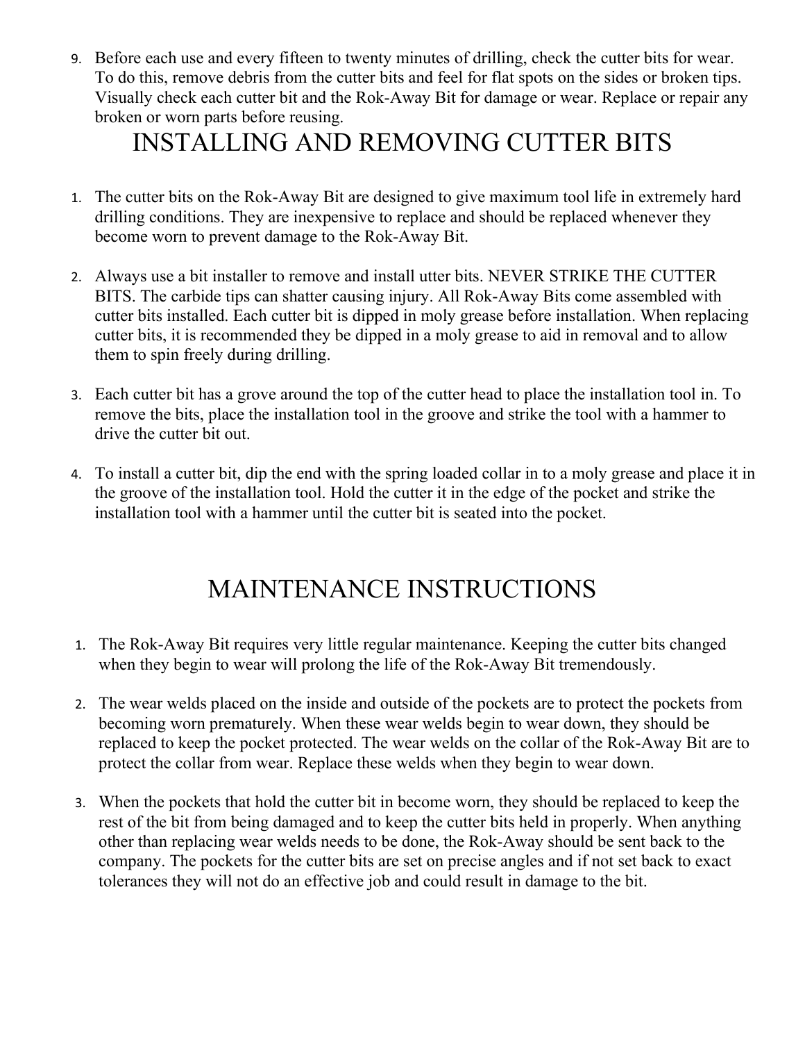9. Before each use and every fifteen to twenty minutes of drilling, check the cutter bits for wear. To do this, remove debris from the cutter bits and feel for flat spots on the sides or broken tips. Visually check each cutter bit and the Rok-Away Bit for damage or wear. Replace or repair any broken or worn parts before reusing.

# INSTALLING AND REMOVING CUTTER BITS

1. The cutter bits on the Rok-Away Bit are designed to give maximum tool life in extremely hard drilling conditions. They are inexpensive to replace and should be replaced whenever they become worn to prevent damage to the Rok-Away Bit.

2. Always use a bit installer to remove and install utter bits. NEVER STRIKE THE CUTTER BITS. The carbide tips can shatter causing injury. All Rok-Away Bits come assembled with cutter bits installed. Each cutter bit is dipped in moly grease before installation. When replacing cutter bits, it is recommended they be dipped in a moly grease to aid in removal and to allow them to spin freely during drilling.

3. Each cutter bit has a grove around the top of the cutter head to place the installation tool in. To remove the bits, place the installation tool in the groove and strike the tool with a hammer to drive the cutter bit out.

4. To install a cutter bit, dip the end with the spring loaded collar in to a moly grease and place it in the groove of the installation tool. Hold the cutter it in the edge of the pocket and strike the installation tool with a hammer until the cutter bit is seated into the pocket.

# MAINTENANCE INSTRUCTIONS

1. The Rok-Away Bit requires very little regular maintenance. Keeping the cutter bits changed when they begin to wear will prolong the life of the Rok-Away Bit tremendously.

2. The wear welds placed on the inside and outside of the pockets are to protect the pockets from becoming worn prematurely. When these wear welds begin to wear down, they should be replaced to keep the pocket protected. The wear welds on the collar of the Rok-Away Bit are to protect the collar from wear. Replace these welds when they begin to wear down.

3. When the pockets that hold the cutter bit in become worn, they should be replaced to keep the rest of the bit from being damaged and to keep the cutter bits held in properly. When anything other than replacing wear welds needs to be done, the Rok-Away should be sent back to the company. The pockets for the cutter bits are set on precise angles and if not set back to exact tolerances they will not do an effective job and could result in damage to the bit.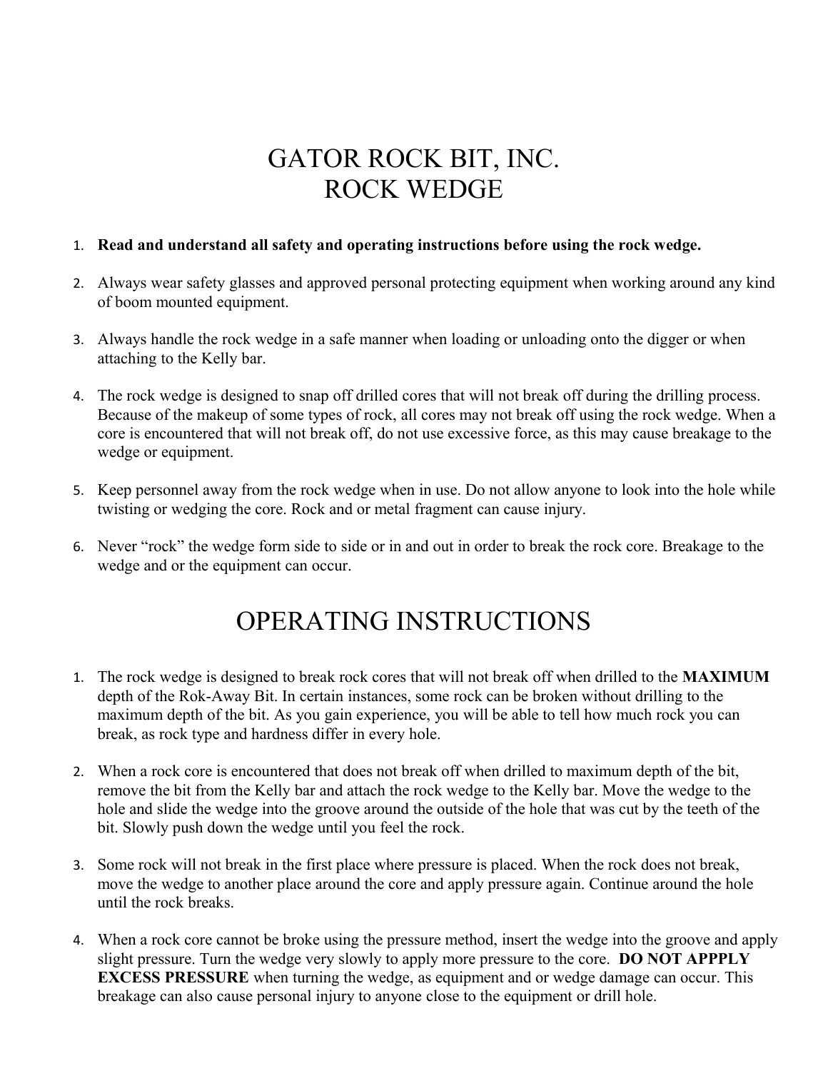# GATOR ROCK BIT, INC.
# ROCK WEDGE

1. **Read and understand all safety and operating instructions before using the rock wedge.**

2. Always wear safety glasses and approved personal protecting equipment when working around any kind of boom mounted equipment.

3. Always handle the rock wedge in a safe manner when loading or unloading onto the digger or when attaching to the Kelly bar.

4. The rock wedge is designed to snap off drilled cores that will not break off during the drilling process. Because of the makeup of some types of rock, all cores may not break off using the rock wedge. When a core is encountered that will not break off, do not use excessive force, as this may cause breakage to the wedge or equipment.

5. Keep personnel away from the rock wedge when in use. Do not allow anyone to look into the hole while twisting or wedging the core. Rock and or metal fragment can cause injury.

6. Never "rock" the wedge form side to side or in and out in order to break the rock core. Breakage to the wedge and or the equipment can occur.

# OPERATING INSTRUCTIONS

1. The rock wedge is designed to break rock cores that will not break off when drilled to the **MAXIMUM** depth of the Rok-Away Bit. In certain instances, some rock can be broken without drilling to the maximum depth of the bit. As you gain experience, you will be able to tell how much rock you can break, as rock type and hardness differ in every hole.

2. When a rock core is encountered that does not break off when drilled to maximum depth of the bit, remove the bit from the Kelly bar and attach the rock wedge to the Kelly bar. Move the wedge to the hole and slide the wedge into the groove around the outside of the hole that was cut by the teeth of the bit. Slowly push down the wedge until you feel the rock.

3. Some rock will not break in the first place where pressure is placed. When the rock does not break, move the wedge to another place around the core and apply pressure again. Continue around the hole until the rock breaks.

4. When a rock core cannot be broke using the pressure method, insert the wedge into the groove and apply slight pressure. Turn the wedge very slowly to apply more pressure to the core. **DO NOT APPPLY EXCESS PRESSURE** when turning the wedge, as equipment and or wedge damage can occur. This breakage can also cause personal injury to anyone close to the equipment or drill hole.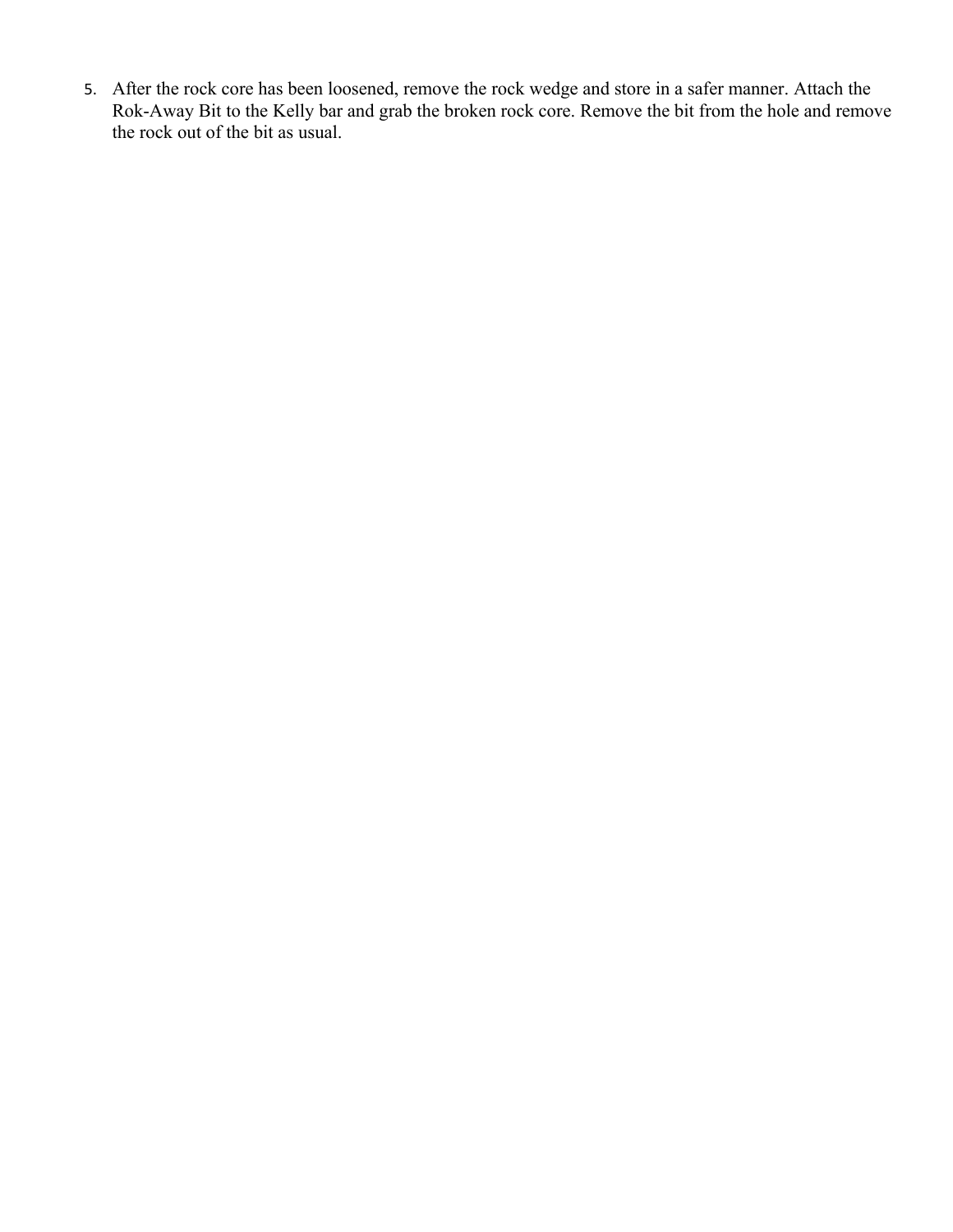5. After the rock core has been loosened, remove the rock wedge and store in a safer manner. Attach the Rok-Away Bit to the Kelly bar and grab the broken rock core. Remove the bit from the hole and remove the rock out of the bit as usual.